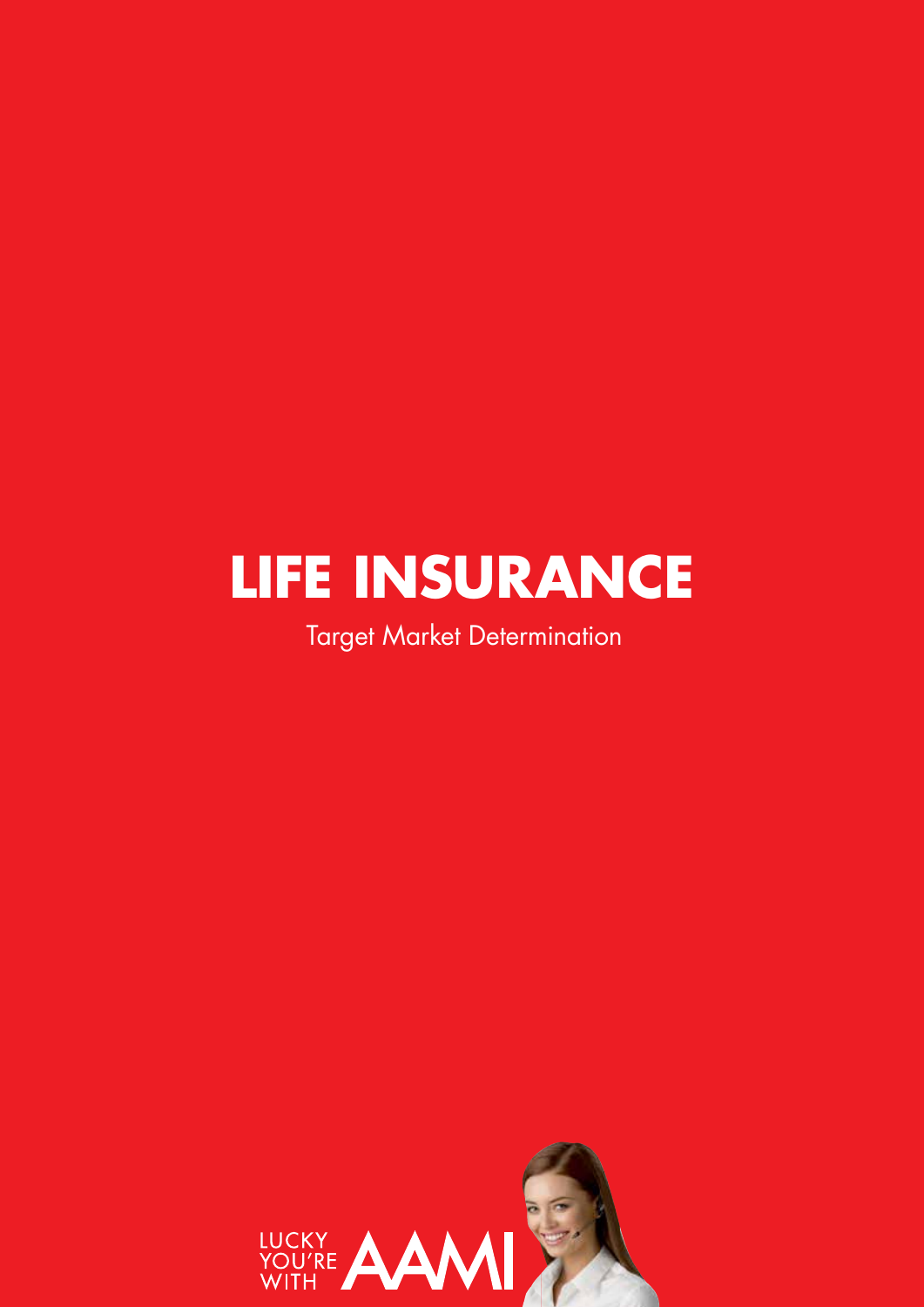# LIFE INSURANCE

Target Market Determination

LUCKY YOU'RE WITH AAMI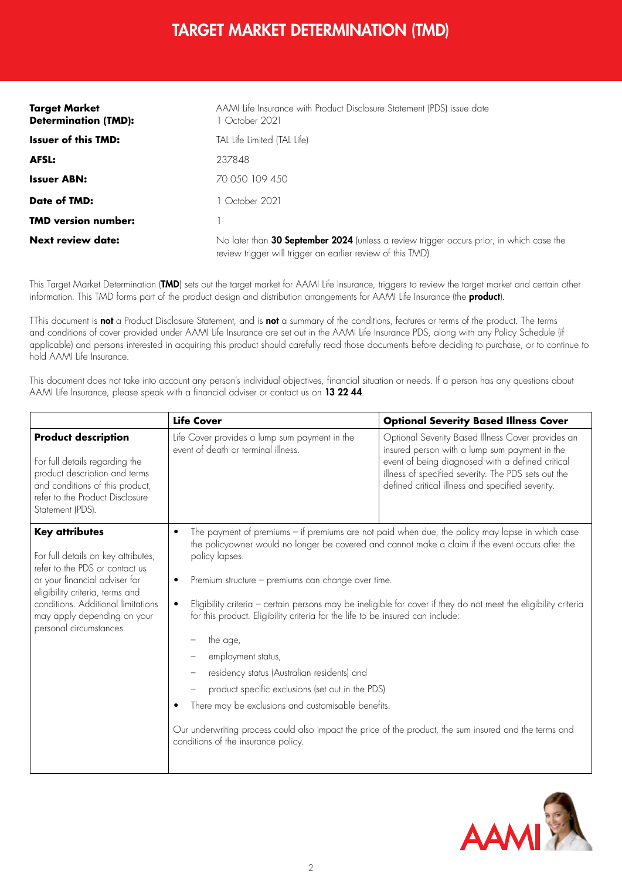# TARGET MARKET DETERMINATION (TMD)

| | |
|---|---|
| **Target Market Determination (TMD):** | AAMI Life Insurance with Product Disclosure Statement (PDS) issue date 1 October 2021 |
| **Issuer of this TMD:** | TAL Life Limited (TAL Life) |
| **AFSL:** | 237848 |
| **Issuer ABN:** | 70 050 109 450 |
| **Date of TMD:** | 1 October 2021 |
| **TMD version number:** | 1 |
| **Next review date:** | No later than **30 September 2024** (unless a review trigger occurs prior, in which case the review trigger will trigger an earlier review of this TMD). |

This Target Market Determination (**TMD**) sets out the target market for AAMI Life Insurance, triggers to review the target market and certain other information. This TMD forms part of the product design and distribution arrangements for AAMI Life Insurance (the **product**).

TThis document is **not** a Product Disclosure Statement, and is **not** a summary of the conditions, features or terms of the product. The terms and conditions of cover provided under AAMI Life Insurance are set out in the AAMI Life Insurance PDS, along with any Policy Schedule (if applicable) and persons interested in acquiring this product should carefully read those documents before deciding to purchase, or to continue to hold AAMI Life Insurance.

This document does not take into account any person's individual objectives, financial situation or needs. If a person has any questions about AAMI Life Insurance, please speak with a financial adviser or contact us on **13 22 44**.

| | **Life Cover** | **Optional Severity Based Illness Cover** |
|---|---|---|
| **Product description**<br><br>For full details regarding the product description and terms and conditions of this product, refer to the Product Disclosure Statement (PDS). | Life Cover provides a lump sum payment in the event of death or terminal illness. | Optional Severity Based Illness Cover provides an insured person with a lump sum payment in the event of being diagnosed with a defined critical illness of specified severity. The PDS sets out the defined critical illness and specified severity. |
| **Key attributes**<br><br>For full details on key attributes, refer to the PDS or contact us or your financial adviser for eligibility criteria, terms and conditions. Additional limitations may apply depending on your personal circumstances. | • The payment of premiums – if premiums are not paid when due, the policy may lapse in which case the policyowner would no longer be covered and cannot make a claim if the event occurs after the policy lapses.<br><br>• Premium structure – premiums can change over time.<br><br>• Eligibility criteria – certain persons may be ineligible for cover if they do not meet the eligibility criteria for this product. Eligibility criteria for the life to be insured can include:<br>  – the age,<br>  – employment status,<br>  – residency status (Australian residents) and<br>  – product specific exclusions (set out in the PDS).<br><br>• There may be exclusions and customisable benefits.<br><br>Our underwriting process could also impact the price of the product, the sum insured and the terms and conditions of the insurance policy. | |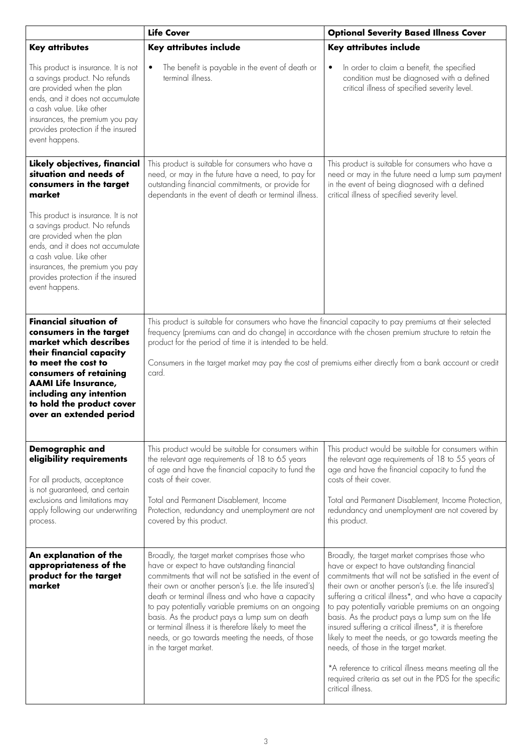| | **Life Cover** | **Optional Severity Based Illness Cover** |
|---|---|---|
| **Key attributes**<br><br>This product is insurance. It is not a savings product. No refunds are provided when the plan ends, and it does not accumulate a cash value. Like other insurances, the premium you pay provides protection if the insured event happens. | **Key attributes include**<br><br>• The benefit is payable in the event of death or terminal illness. | **Key attributes include**<br><br>• In order to claim a benefit, the specified condition must be diagnosed with a defined critical illness of specified severity level. |
| **Likely objectives, financial situation and needs of consumers in the target market**<br><br>This product is insurance. It is not a savings product. No refunds are provided when the plan ends, and it does not accumulate a cash value. Like other insurances, the premium you pay provides protection if the insured event happens. | This product is suitable for consumers who have a need, or may in the future have a need, to pay for outstanding financial commitments, or provide for dependants in the event of death or terminal illness. | This product is suitable for consumers who have a need or may in the future need a lump sum payment in the event of being diagnosed with a defined critical illness of specified severity level. |
| **Financial situation of consumers in the target market which describes their financial capacity to meet the cost to consumers of retaining AAMI Life Insurance, including any intention to hold the product cover over an extended period** | This product is suitable for consumers who have the financial capacity to pay premiums at their selected frequency (premiums can and do change) in accordance with the chosen premium structure to retain the product for the period of time it is intended to be held.<br><br>Consumers in the target market may pay the cost of premiums either directly from a bank account or credit card. | |
| **Demographic and eligibility requirements**<br><br>For all products, acceptance is not guaranteed, and certain exclusions and limitations may apply following our underwriting process. | This product would be suitable for consumers within the relevant age requirements of 18 to 65 years of age and have the financial capacity to fund the costs of their cover.<br><br>Total and Permanent Disablement, Income Protection, redundancy and unemployment are not covered by this product. | This product would be suitable for consumers within the relevant age requirements of 18 to 55 years of age and have the financial capacity to fund the costs of their cover.<br><br>Total and Permanent Disablement, Income Protection, redundancy and unemployment are not covered by this product. |
| **An explanation of the appropriateness of the product for the target market** | Broadly, the target market comprises those who have or expect to have outstanding financial commitments that will not be satisfied in the event of their own or another person's (i.e. the life insured's) death or terminal illness and who have a capacity to pay potentially variable premiums on an ongoing basis. As the product pays a lump sum on death or terminal illness it is therefore likely to meet the needs, or go towards meeting the needs, of those in the target market. | Broadly, the target market comprises those who have or expect to have outstanding financial commitments that will not be satisfied in the event of their own or another person's (i.e. the life insured's) suffering a critical illness*, and who have a capacity to pay potentially variable premiums on an ongoing basis. As the product pays a lump sum on the life insured suffering a critical illness*, it is therefore likely to meet the needs, or go towards meeting the needs, of those in the target market.<br><br>*A reference to critical illness means meeting all the required criteria as set out in the PDS for the specific critical illness. |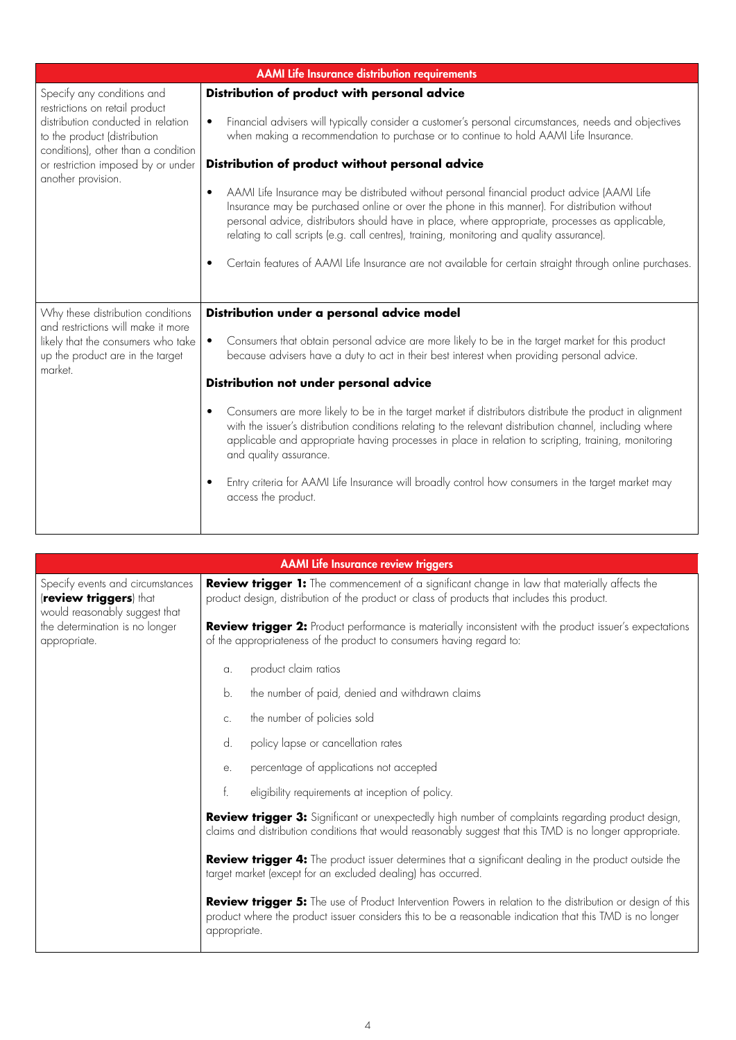| AAMI Life Insurance distribution requirements | |
|---|---|
| Specify any conditions and restrictions on retail product distribution conducted in relation to the product (distribution conditions), other than a condition or restriction imposed by or under another provision. | **Distribution of product with personal advice**<br><br>• Financial advisers will typically consider a customer's personal circumstances, needs and objectives when making a recommendation to purchase or to continue to hold AAMI Life Insurance.<br><br>**Distribution of product without personal advice**<br><br>• AAMI Life Insurance may be distributed without personal financial product advice (AAMI Life Insurance may be purchased online or over the phone in this manner). For distribution without personal advice, distributors should have in place, where appropriate, processes as applicable, relating to call scripts (e.g. call centres), training, monitoring and quality assurance).<br><br>• Certain features of AAMI Life Insurance are not available for certain straight through online purchases. |
| Why these distribution conditions and restrictions will make it more likely that the consumers who take up the product are in the target market. | **Distribution under a personal advice model**<br><br>• Consumers that obtain personal advice are more likely to be in the target market for this product because advisers have a duty to act in their best interest when providing personal advice.<br><br>**Distribution not under personal advice**<br><br>• Consumers are more likely to be in the target market if distributors distribute the product in alignment with the issuer's distribution conditions relating to the relevant distribution channel, including where applicable and appropriate having processes in place in relation to scripting, training, monitoring and quality assurance.<br><br>• Entry criteria for AAMI Life Insurance will broadly control how consumers in the target market may access the product. |

| AAMI Life Insurance review triggers | |
|---|---|
| Specify events and circumstances (**review triggers**) that would reasonably suggest that the determination is no longer appropriate. | **Review trigger 1:** The commencement of a significant change in law that materially affects the product design, distribution of the product or class of products that includes this product.<br><br>**Review trigger 2:** Product performance is materially inconsistent with the product issuer's expectations of the appropriateness of the product to consumers having regard to:<br><br>a. product claim ratios<br>b. the number of paid, denied and withdrawn claims<br>c. the number of policies sold<br>d. policy lapse or cancellation rates<br>e. percentage of applications not accepted<br>f. eligibility requirements at inception of policy.<br><br>**Review trigger 3:** Significant or unexpectedly high number of complaints regarding product design, claims and distribution conditions that would reasonably suggest that this TMD is no longer appropriate.<br><br>**Review trigger 4:** The product issuer determines that a significant dealing in the product outside the target market (except for an excluded dealing) has occurred.<br><br>**Review trigger 5:** The use of Product Intervention Powers in relation to the distribution or design of this product where the product issuer considers this to be a reasonable indication that this TMD is no longer appropriate. |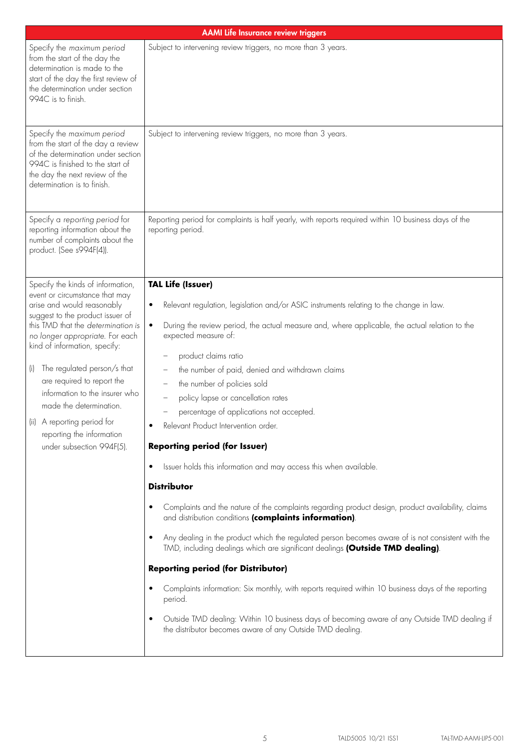| AAMI Life Insurance review triggers | |
|---|---|
| Specify the *maximum period* from the start of the day the determination is made to the start of the day the first review of the determination under section 994C is to finish. | Subject to intervening review triggers, no more than 3 years. |
| Specify the *maximum period* from the start of the day a review of the determination under section 994C is finished to the start of the day the next review of the determination is to finish. | Subject to intervening review triggers, no more than 3 years. |
| Specify a *reporting period* for reporting information about the number of complaints about the product. (See s994F(4)). | Reporting period for complaints is half yearly, with reports required within 10 business days of the reporting period. |
| Specify the kinds of information, event or circumstance that may arise and would reasonably suggest to the product issuer of this TMD that the *determination is no longer appropriate*. For each kind of information, specify:<br>(i) The regulated person/s that are required to report the information to the insurer who made the determination.<br>(ii) A reporting period for reporting the information under subsection 994F(5). | **TAL Life (Issuer)**<br>• Relevant regulation, legislation and/or ASIC instruments relating to the change in law.<br>• During the review period, the actual measure and, where applicable, the actual relation to the expected measure of:<br>– product claims ratio<br>– the number of paid, denied and withdrawn claims<br>– the number of policies sold<br>– policy lapse or cancellation rates<br>– percentage of applications not accepted.<br>• Relevant Product Intervention order.<br>**Reporting period (for Issuer)**<br>• Issuer holds this information and may access this when available.<br>**Distributor**<br>• Complaints and the nature of the complaints regarding product design, product availability, claims and distribution conditions **(complaints information)**.<br>• Any dealing in the product which the regulated person becomes aware of is not consistent with the TMD, including dealings which are significant dealings **(Outside TMD dealing)**.<br>**Reporting period (for Distributor)**<br>• Complaints information: Six monthly, with reports required within 10 business days of the reporting period.<br>• Outside TMD dealing: Within 10 business days of becoming aware of any Outside TMD dealing if the distributor becomes aware of any Outside TMD dealing. |

TALD5005 10/21 ISS1 TAL-TMD-AAMI-LIP5-001